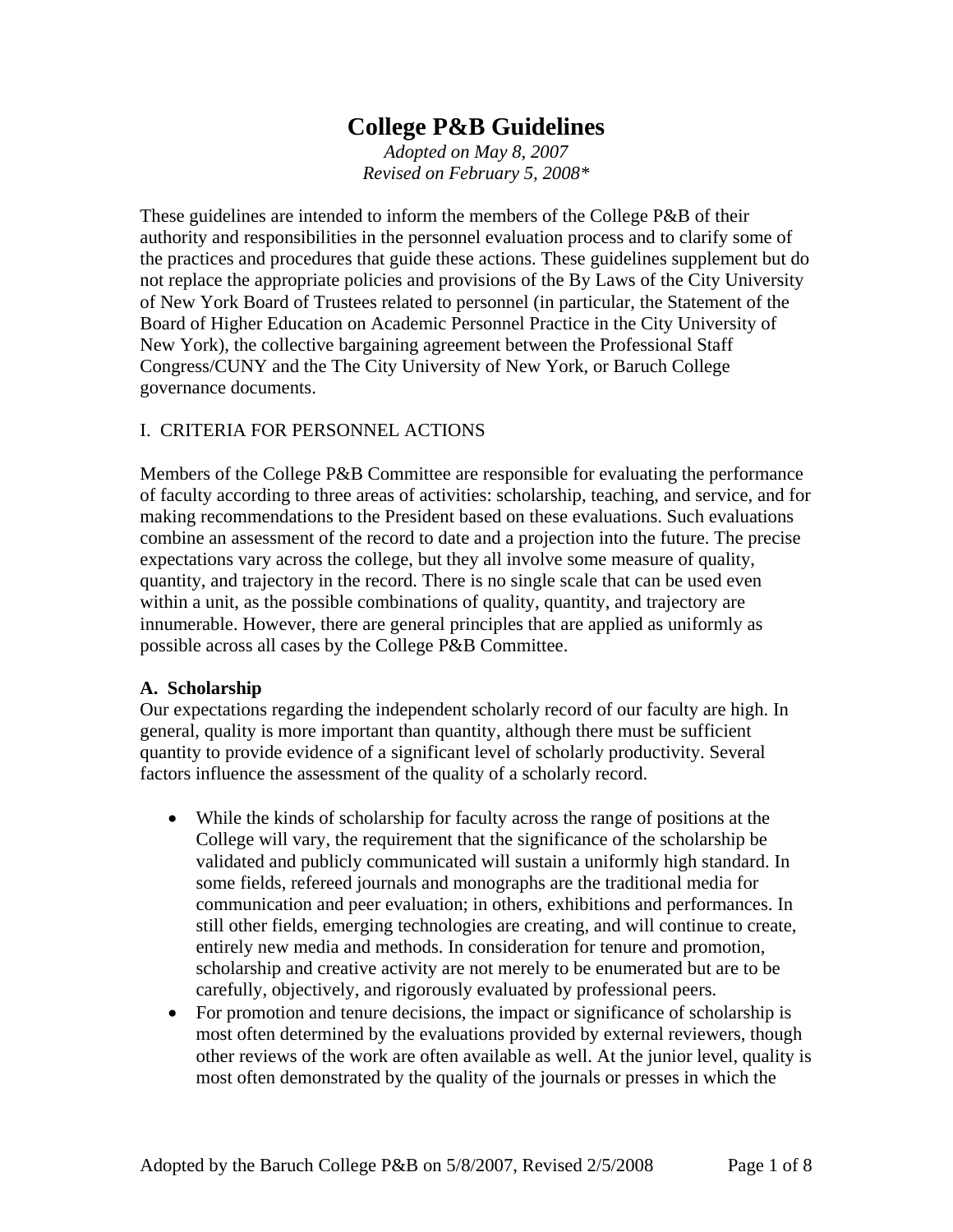# College P&B Guidelines

*Adopted on May 8, 2007*
*Revised on February 5, 2008**

These guidelines are intended to inform the members of the College P&B of their authority and responsibilities in the personnel evaluation process and to clarify some of the practices and procedures that guide these actions. These guidelines supplement but do not replace the appropriate policies and provisions of the By Laws of the City University of New York Board of Trustees related to personnel (in particular, the Statement of the Board of Higher Education on Academic Personnel Practice in the City University of New York), the collective bargaining agreement between the Professional Staff Congress/CUNY and the The City University of New York, or Baruch College governance documents.

## I. CRITERIA FOR PERSONNEL ACTIONS

Members of the College P&B Committee are responsible for evaluating the performance of faculty according to three areas of activities: scholarship, teaching, and service, and for making recommendations to the President based on these evaluations. Such evaluations combine an assessment of the record to date and a projection into the future. The precise expectations vary across the college, but they all involve some measure of quality, quantity, and trajectory in the record. There is no single scale that can be used even within a unit, as the possible combinations of quality, quantity, and trajectory are innumerable. However, there are general principles that are applied as uniformly as possible across all cases by the College P&B Committee.

### A. Scholarship

Our expectations regarding the independent scholarly record of our faculty are high. In general, quality is more important than quantity, although there must be sufficient quantity to provide evidence of a significant level of scholarly productivity. Several factors influence the assessment of the quality of a scholarly record.

- While the kinds of scholarship for faculty across the range of positions at the College will vary, the requirement that the significance of the scholarship be validated and publicly communicated will sustain a uniformly high standard. In some fields, refereed journals and monographs are the traditional media for communication and peer evaluation; in others, exhibitions and performances. In still other fields, emerging technologies are creating, and will continue to create, entirely new media and methods. In consideration for tenure and promotion, scholarship and creative activity are not merely to be enumerated but are to be carefully, objectively, and rigorously evaluated by professional peers.
- For promotion and tenure decisions, the impact or significance of scholarship is most often determined by the evaluations provided by external reviewers, though other reviews of the work are often available as well. At the junior level, quality is most often demonstrated by the quality of the journals or presses in which the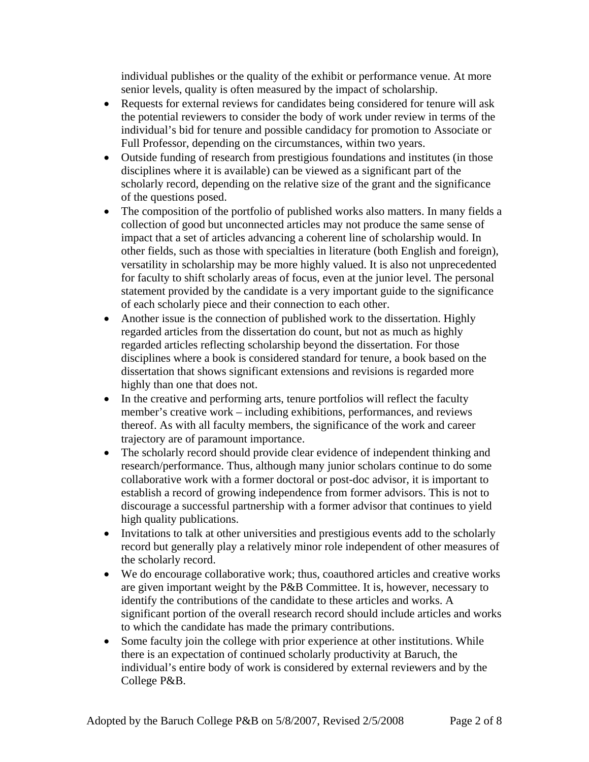individual publishes or the quality of the exhibit or performance venue. At more senior levels, quality is often measured by the impact of scholarship.

- Requests for external reviews for candidates being considered for tenure will ask the potential reviewers to consider the body of work under review in terms of the individual's bid for tenure and possible candidacy for promotion to Associate or Full Professor, depending on the circumstances, within two years.
- Outside funding of research from prestigious foundations and institutes (in those disciplines where it is available) can be viewed as a significant part of the scholarly record, depending on the relative size of the grant and the significance of the questions posed.
- The composition of the portfolio of published works also matters. In many fields a collection of good but unconnected articles may not produce the same sense of impact that a set of articles advancing a coherent line of scholarship would. In other fields, such as those with specialties in literature (both English and foreign), versatility in scholarship may be more highly valued. It is also not unprecedented for faculty to shift scholarly areas of focus, even at the junior level. The personal statement provided by the candidate is a very important guide to the significance of each scholarly piece and their connection to each other.
- Another issue is the connection of published work to the dissertation. Highly regarded articles from the dissertation do count, but not as much as highly regarded articles reflecting scholarship beyond the dissertation. For those disciplines where a book is considered standard for tenure, a book based on the dissertation that shows significant extensions and revisions is regarded more highly than one that does not.
- In the creative and performing arts, tenure portfolios will reflect the faculty member's creative work – including exhibitions, performances, and reviews thereof. As with all faculty members, the significance of the work and career trajectory are of paramount importance.
- The scholarly record should provide clear evidence of independent thinking and research/performance. Thus, although many junior scholars continue to do some collaborative work with a former doctoral or post-doc advisor, it is important to establish a record of growing independence from former advisors. This is not to discourage a successful partnership with a former advisor that continues to yield high quality publications.
- Invitations to talk at other universities and prestigious events add to the scholarly record but generally play a relatively minor role independent of other measures of the scholarly record.
- We do encourage collaborative work; thus, coauthored articles and creative works are given important weight by the P&B Committee. It is, however, necessary to identify the contributions of the candidate to these articles and works. A significant portion of the overall research record should include articles and works to which the candidate has made the primary contributions.
- Some faculty join the college with prior experience at other institutions. While there is an expectation of continued scholarly productivity at Baruch, the individual's entire body of work is considered by external reviewers and by the College P&B.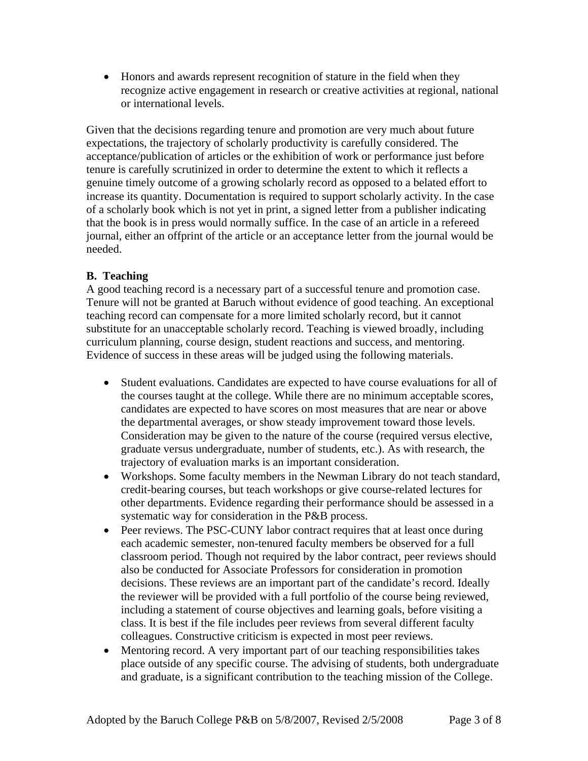- Honors and awards represent recognition of stature in the field when they recognize active engagement in research or creative activities at regional, national or international levels.

Given that the decisions regarding tenure and promotion are very much about future expectations, the trajectory of scholarly productivity is carefully considered. The acceptance/publication of articles or the exhibition of work or performance just before tenure is carefully scrutinized in order to determine the extent to which it reflects a genuine timely outcome of a growing scholarly record as opposed to a belated effort to increase its quantity. Documentation is required to support scholarly activity. In the case of a scholarly book which is not yet in print, a signed letter from a publisher indicating that the book is in press would normally suffice. In the case of an article in a refereed journal, either an offprint of the article or an acceptance letter from the journal would be needed.

**B. Teaching**

A good teaching record is a necessary part of a successful tenure and promotion case. Tenure will not be granted at Baruch without evidence of good teaching. An exceptional teaching record can compensate for a more limited scholarly record, but it cannot substitute for an unacceptable scholarly record. Teaching is viewed broadly, including curriculum planning, course design, student reactions and success, and mentoring. Evidence of success in these areas will be judged using the following materials.

- Student evaluations. Candidates are expected to have course evaluations for all of the courses taught at the college. While there are no minimum acceptable scores, candidates are expected to have scores on most measures that are near or above the departmental averages, or show steady improvement toward those levels. Consideration may be given to the nature of the course (required versus elective, graduate versus undergraduate, number of students, etc.). As with research, the trajectory of evaluation marks is an important consideration.
- Workshops. Some faculty members in the Newman Library do not teach standard, credit-bearing courses, but teach workshops or give course-related lectures for other departments. Evidence regarding their performance should be assessed in a systematic way for consideration in the P&B process.
- Peer reviews. The PSC-CUNY labor contract requires that at least once during each academic semester, non-tenured faculty members be observed for a full classroom period. Though not required by the labor contract, peer reviews should also be conducted for Associate Professors for consideration in promotion decisions. These reviews are an important part of the candidate's record. Ideally the reviewer will be provided with a full portfolio of the course being reviewed, including a statement of course objectives and learning goals, before visiting a class. It is best if the file includes peer reviews from several different faculty colleagues. Constructive criticism is expected in most peer reviews.
- Mentoring record. A very important part of our teaching responsibilities takes place outside of any specific course. The advising of students, both undergraduate and graduate, is a significant contribution to the teaching mission of the College.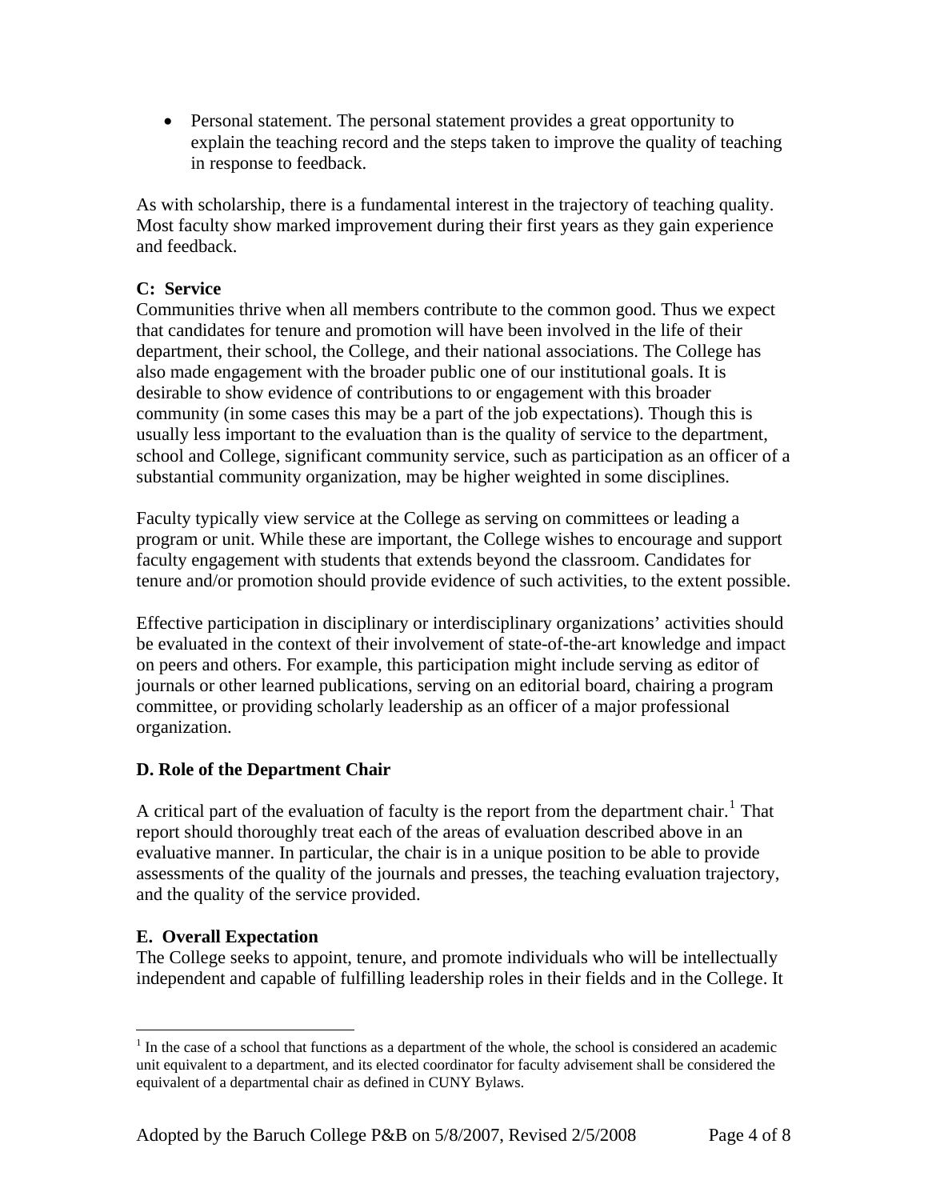- Personal statement. The personal statement provides a great opportunity to explain the teaching record and the steps taken to improve the quality of teaching in response to feedback.

As with scholarship, there is a fundamental interest in the trajectory of teaching quality. Most faculty show marked improvement during their first years as they gain experience and feedback.

**C: Service**

Communities thrive when all members contribute to the common good. Thus we expect that candidates for tenure and promotion will have been involved in the life of their department, their school, the College, and their national associations. The College has also made engagement with the broader public one of our institutional goals. It is desirable to show evidence of contributions to or engagement with this broader community (in some cases this may be a part of the job expectations). Though this is usually less important to the evaluation than is the quality of service to the department, school and College, significant community service, such as participation as an officer of a substantial community organization, may be higher weighted in some disciplines.

Faculty typically view service at the College as serving on committees or leading a program or unit. While these are important, the College wishes to encourage and support faculty engagement with students that extends beyond the classroom. Candidates for tenure and/or promotion should provide evidence of such activities, to the extent possible.

Effective participation in disciplinary or interdisciplinary organizations' activities should be evaluated in the context of their involvement of state-of-the-art knowledge and impact on peers and others. For example, this participation might include serving as editor of journals or other learned publications, serving on an editorial board, chairing a program committee, or providing scholarly leadership as an officer of a major professional organization.

**D. Role of the Department Chair**

A critical part of the evaluation of faculty is the report from the department chair.[1] That report should thoroughly treat each of the areas of evaluation described above in an evaluative manner. In particular, the chair is in a unique position to be able to provide assessments of the quality of the journals and presses, the teaching evaluation trajectory, and the quality of the service provided.

**E. Overall Expectation**

The College seeks to appoint, tenure, and promote individuals who will be intellectually independent and capable of fulfilling leadership roles in their fields and in the College. It

[1] In the case of a school that functions as a department of the whole, the school is considered an academic unit equivalent to a department, and its elected coordinator for faculty advisement shall be considered the equivalent of a departmental chair as defined in CUNY Bylaws.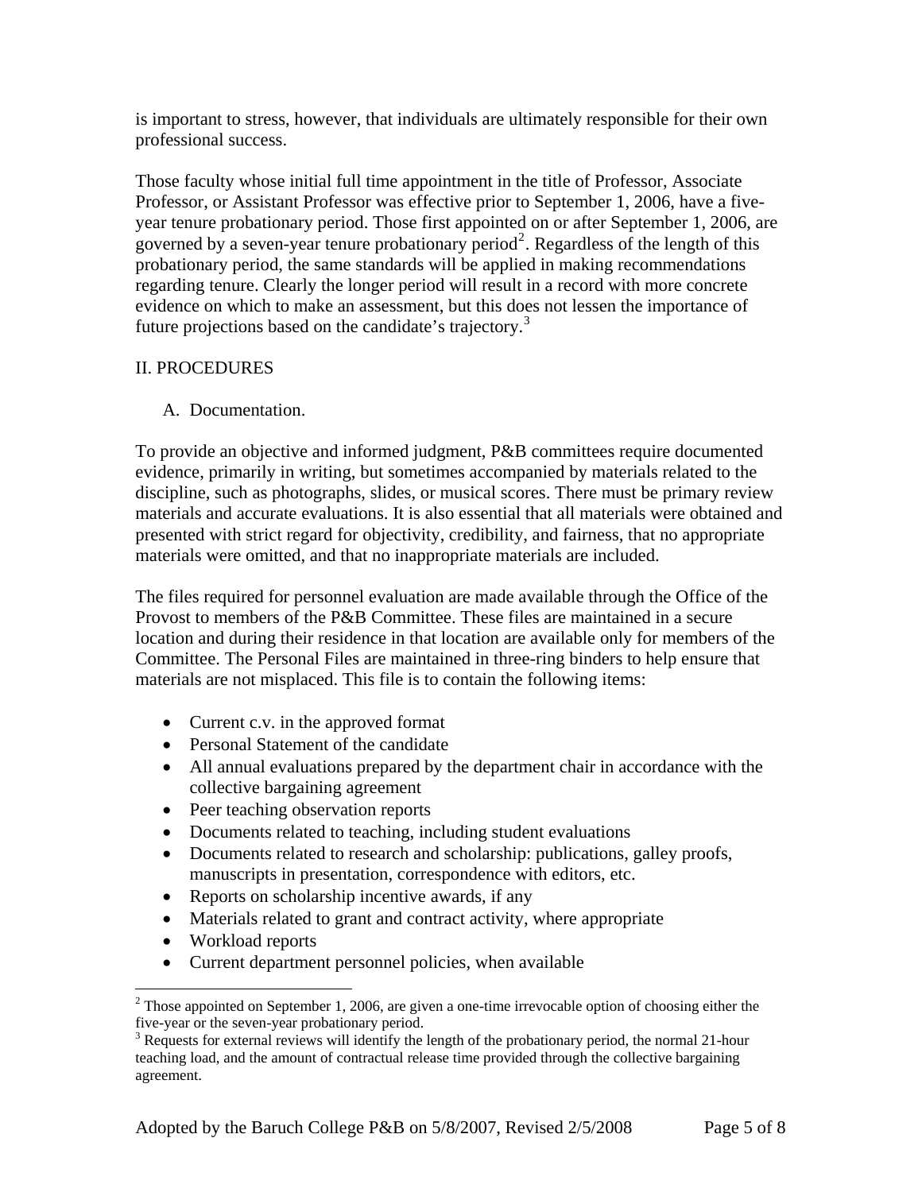is important to stress, however, that individuals are ultimately responsible for their own professional success.

Those faculty whose initial full time appointment in the title of Professor, Associate Professor, or Assistant Professor was effective prior to September 1, 2006, have a five-year tenure probationary period. Those first appointed on or after September 1, 2006, are governed by a seven-year tenure probationary period[2]. Regardless of the length of this probationary period, the same standards will be applied in making recommendations regarding tenure. Clearly the longer period will result in a record with more concrete evidence on which to make an assessment, but this does not lessen the importance of future projections based on the candidate's trajectory.[3]

## II. PROCEDURES

### A. Documentation.

To provide an objective and informed judgment, P&B committees require documented evidence, primarily in writing, but sometimes accompanied by materials related to the discipline, such as photographs, slides, or musical scores. There must be primary review materials and accurate evaluations. It is also essential that all materials were obtained and presented with strict regard for objectivity, credibility, and fairness, that no appropriate materials were omitted, and that no inappropriate materials are included.

The files required for personnel evaluation are made available through the Office of the Provost to members of the P&B Committee. These files are maintained in a secure location and during their residence in that location are available only for members of the Committee. The Personal Files are maintained in three-ring binders to help ensure that materials are not misplaced. This file is to contain the following items:

- Current c.v. in the approved format
- Personal Statement of the candidate
- All annual evaluations prepared by the department chair in accordance with the collective bargaining agreement
- Peer teaching observation reports
- Documents related to teaching, including student evaluations
- Documents related to research and scholarship: publications, galley proofs, manuscripts in presentation, correspondence with editors, etc.
- Reports on scholarship incentive awards, if any
- Materials related to grant and contract activity, where appropriate
- Workload reports
- Current department personnel policies, when available

---

[2] Those appointed on September 1, 2006, are given a one-time irrevocable option of choosing either the five-year or the seven-year probationary period.

[3] Requests for external reviews will identify the length of the probationary period, the normal 21-hour teaching load, and the amount of contractual release time provided through the collective bargaining agreement.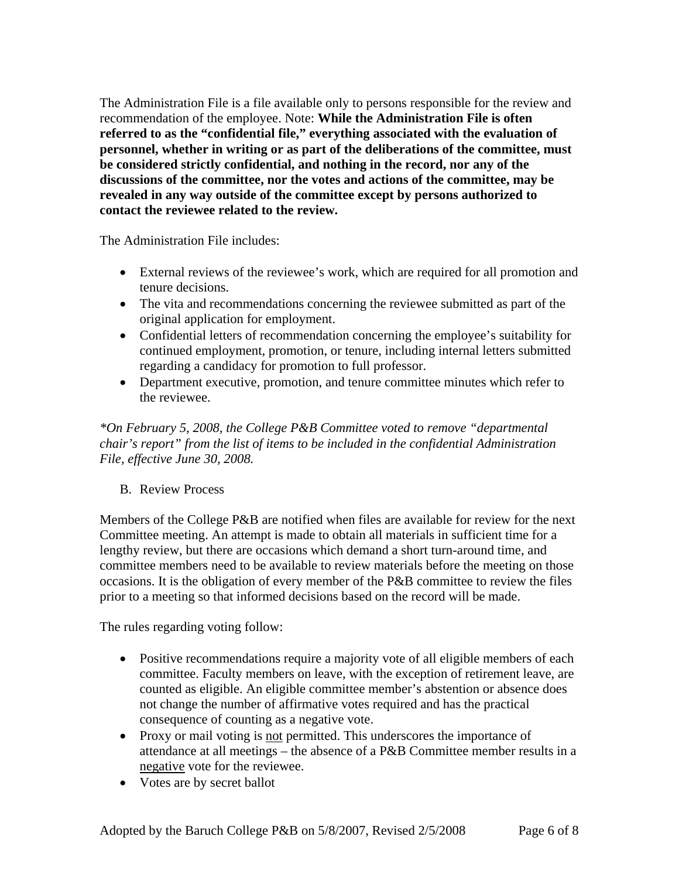The Administration File is a file available only to persons responsible for the review and recommendation of the employee. Note: **While the Administration File is often referred to as the "confidential file," everything associated with the evaluation of personnel, whether in writing or as part of the deliberations of the committee, must be considered strictly confidential, and nothing in the record, nor any of the discussions of the committee, nor the votes and actions of the committee, may be revealed in any way outside of the committee except by persons authorized to contact the reviewee related to the review.**

The Administration File includes:

- External reviews of the reviewee's work, which are required for all promotion and tenure decisions.
- The vita and recommendations concerning the reviewee submitted as part of the original application for employment.
- Confidential letters of recommendation concerning the employee's suitability for continued employment, promotion, or tenure, including internal letters submitted regarding a candidacy for promotion to full professor.
- Department executive, promotion, and tenure committee minutes which refer to the reviewee.

*\*On February 5, 2008, the College P&B Committee voted to remove "departmental chair's report" from the list of items to be included in the confidential Administration File, effective June 30, 2008.*

B. Review Process

Members of the College P&B are notified when files are available for review for the next Committee meeting. An attempt is made to obtain all materials in sufficient time for a lengthy review, but there are occasions which demand a short turn-around time, and committee members need to be available to review materials before the meeting on those occasions. It is the obligation of every member of the P&B committee to review the files prior to a meeting so that informed decisions based on the record will be made.

The rules regarding voting follow:

- Positive recommendations require a majority vote of all eligible members of each committee. Faculty members on leave, with the exception of retirement leave, are counted as eligible. An eligible committee member's abstention or absence does not change the number of affirmative votes required and has the practical consequence of counting as a negative vote.
- Proxy or mail voting is <u>not</u> permitted. This underscores the importance of attendance at all meetings – the absence of a P&B Committee member results in a <u>negative</u> vote for the reviewee.
- Votes are by secret ballot

Adopted by the Baruch College P&B on 5/8/2007, Revised 2/5/2008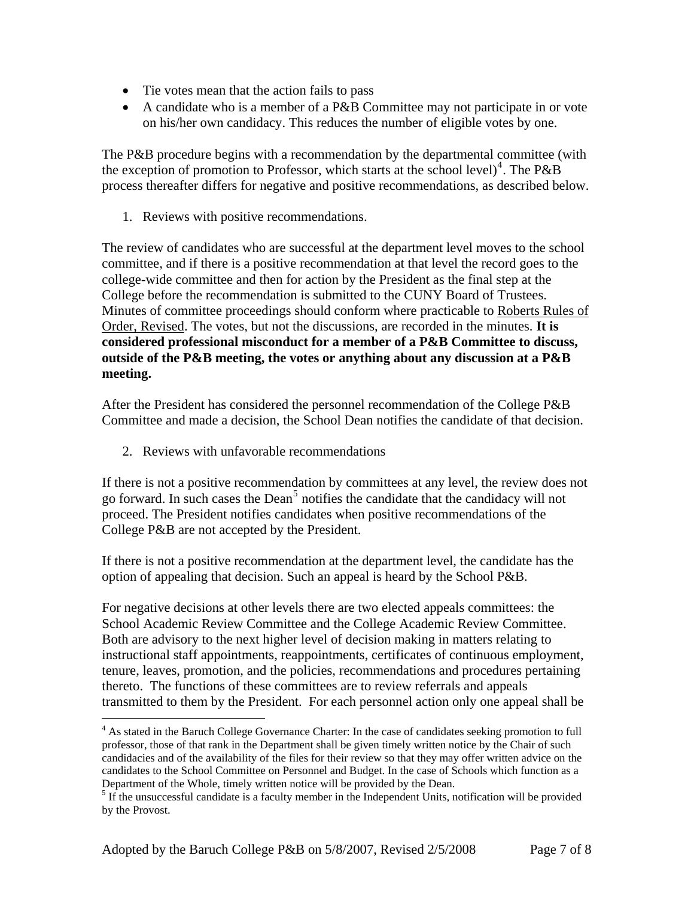- Tie votes mean that the action fails to pass
- A candidate who is a member of a P&B Committee may not participate in or vote on his/her own candidacy. This reduces the number of eligible votes by one.

The P&B procedure begins with a recommendation by the departmental committee (with the exception of promotion to Professor, which starts at the school level)[4]. The P&B process thereafter differs for negative and positive recommendations, as described below.

1. Reviews with positive recommendations.

The review of candidates who are successful at the department level moves to the school committee, and if there is a positive recommendation at that level the record goes to the college-wide committee and then for action by the President as the final step at the College before the recommendation is submitted to the CUNY Board of Trustees. Minutes of committee proceedings should conform where practicable to Roberts Rules of Order, Revised. The votes, but not the discussions, are recorded in the minutes. **It is considered professional misconduct for a member of a P&B Committee to discuss, outside of the P&B meeting, the votes or anything about any discussion at a P&B meeting.**

After the President has considered the personnel recommendation of the College P&B Committee and made a decision, the School Dean notifies the candidate of that decision.

2. Reviews with unfavorable recommendations

If there is not a positive recommendation by committees at any level, the review does not go forward. In such cases the Dean[5] notifies the candidate that the candidacy will not proceed. The President notifies candidates when positive recommendations of the College P&B are not accepted by the President.

If there is not a positive recommendation at the department level, the candidate has the option of appealing that decision. Such an appeal is heard by the School P&B.

For negative decisions at other levels there are two elected appeals committees: the School Academic Review Committee and the College Academic Review Committee. Both are advisory to the next higher level of decision making in matters relating to instructional staff appointments, reappointments, certificates of continuous employment, tenure, leaves, promotion, and the policies, recommendations and procedures pertaining thereto. The functions of these committees are to review referrals and appeals transmitted to them by the President. For each personnel action only one appeal shall be

[4] As stated in the Baruch College Governance Charter: In the case of candidates seeking promotion to full professor, those of that rank in the Department shall be given timely written notice by the Chair of such candidacies and of the availability of the files for their review so that they may offer written advice on the candidates to the School Committee on Personnel and Budget. In the case of Schools which function as a Department of the Whole, timely written notice will be provided by the Dean.

[5] If the unsuccessful candidate is a faculty member in the Independent Units, notification will be provided by the Provost.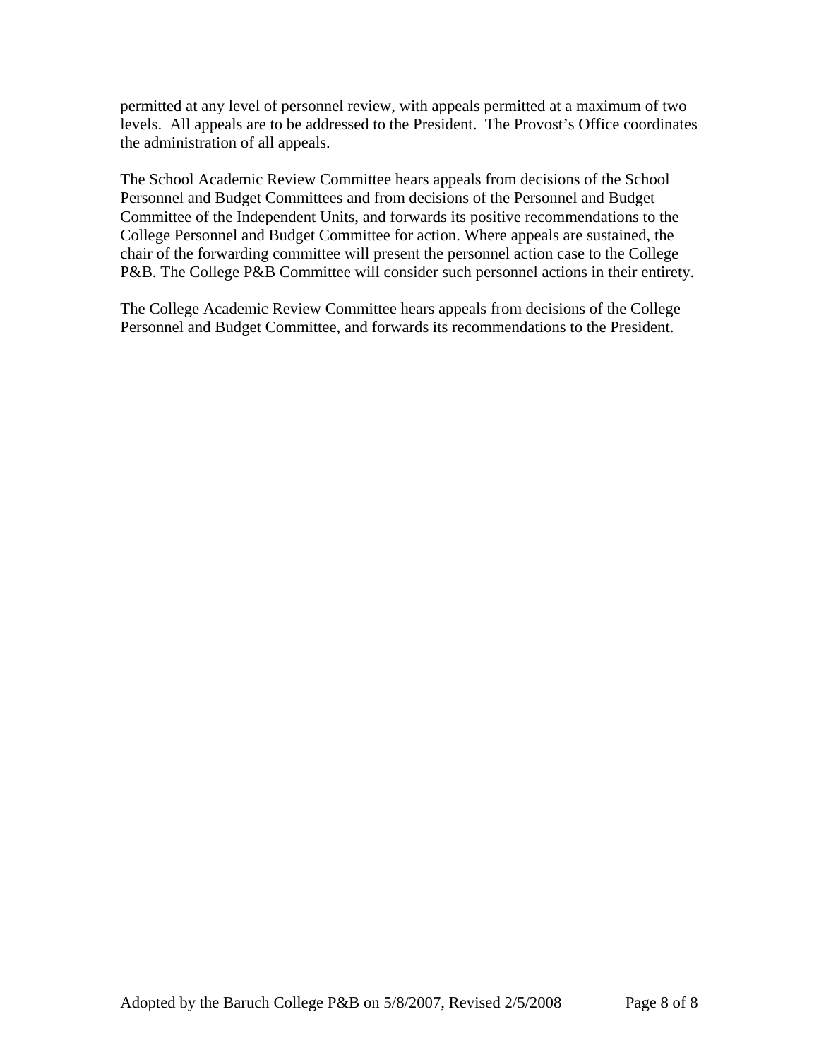permitted at any level of personnel review, with appeals permitted at a maximum of two levels.  All appeals are to be addressed to the President.  The Provost's Office coordinates the administration of all appeals.

The School Academic Review Committee hears appeals from decisions of the School Personnel and Budget Committees and from decisions of the Personnel and Budget Committee of the Independent Units, and forwards its positive recommendations to the College Personnel and Budget Committee for action. Where appeals are sustained, the chair of the forwarding committee will present the personnel action case to the College P&B. The College P&B Committee will consider such personnel actions in their entirety.

The College Academic Review Committee hears appeals from decisions of the College Personnel and Budget Committee, and forwards its recommendations to the President.